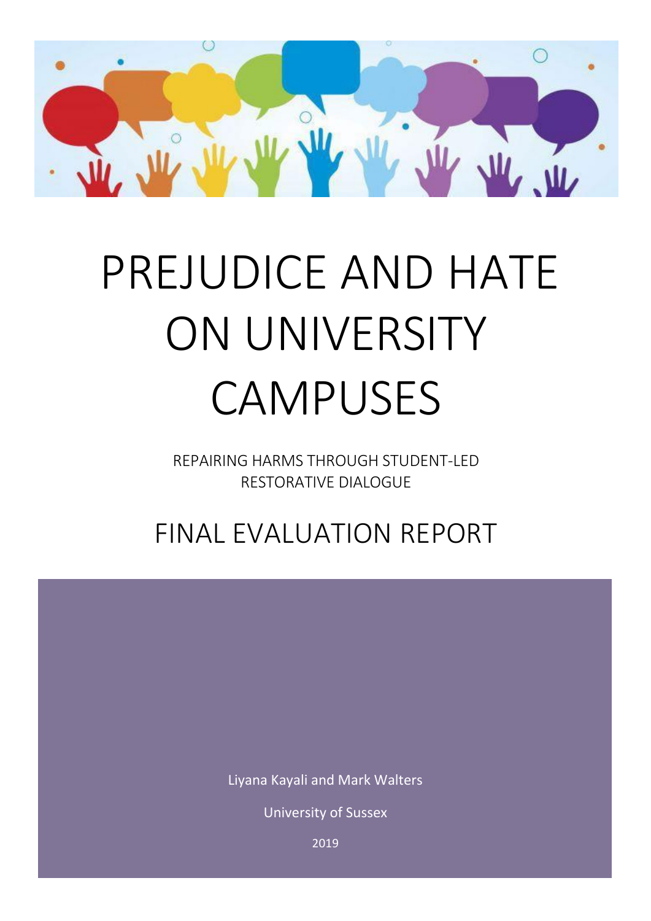# PREJUDICE AND HATE ON UNIVERSITY CAMPUSES

REPAIRING HARMS THROUGH STUDENT-LED RESTORATIVE DIALOGUE

## FINAL EVALUATION REPORT

Liyana Kayali and Mark Walters

University of Sussex

2019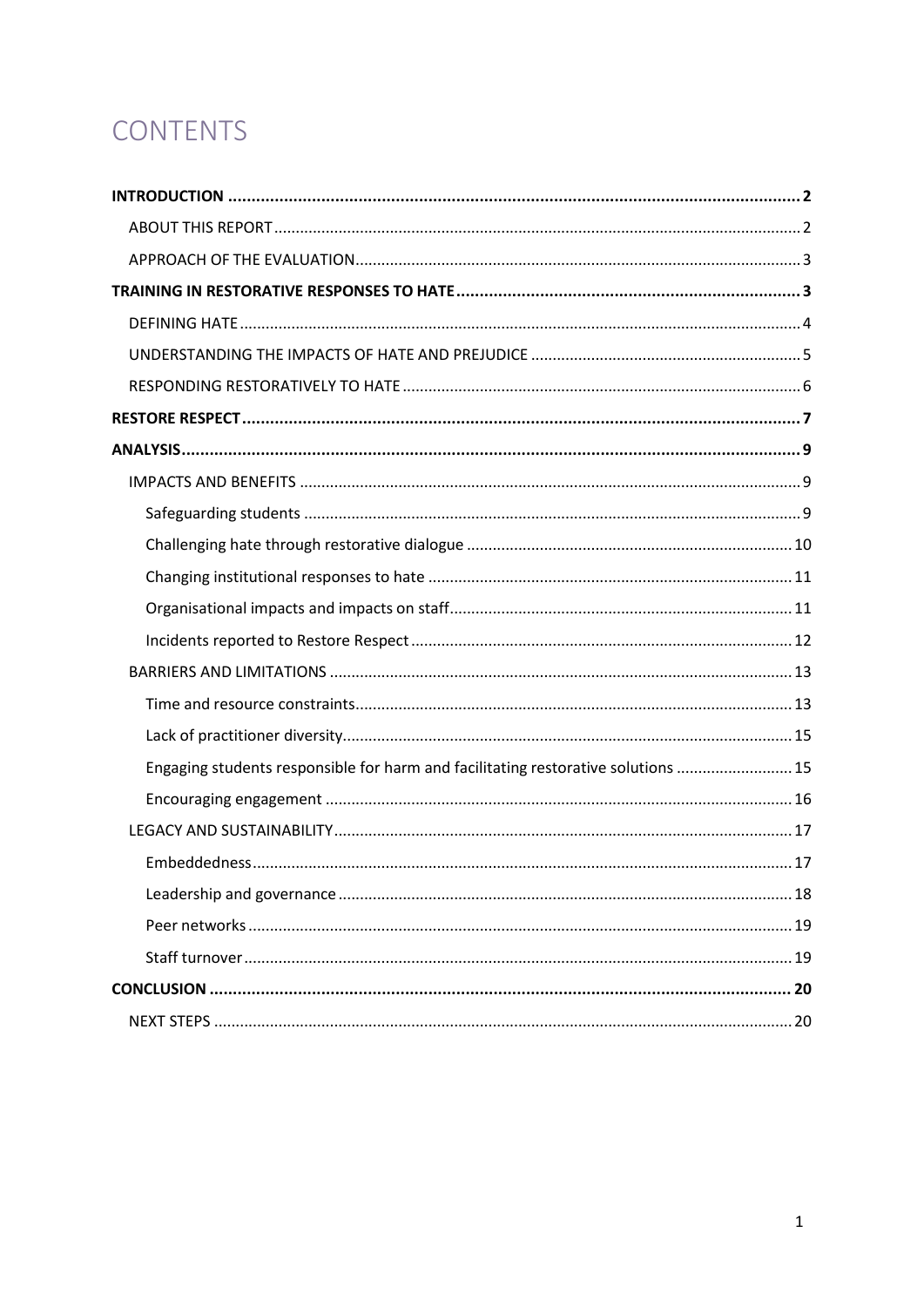# CONTENTS

**INTRODUCTION** .......... **2**

- ABOUT THIS REPORT .......... 2
- APPROACH OF THE EVALUATION .......... 3

**TRAINING IN RESTORATIVE RESPONSES TO HATE** .......... **3**

- DEFINING HATE .......... 4
- UNDERSTANDING THE IMPACTS OF HATE AND PREJUDICE .......... 5
- RESPONDING RESTORATIVELY TO HATE .......... 6

**RESTORE RESPECT** .......... **7**

**ANALYSIS** .......... **9**

- IMPACTS AND BENEFITS .......... 9
  - Safeguarding students .......... 9
  - Challenging hate through restorative dialogue .......... 10
  - Changing institutional responses to hate .......... 11
  - Organisational impacts and impacts on staff .......... 11
  - Incidents reported to Restore Respect .......... 12
- BARRIERS AND LIMITATIONS .......... 13
  - Time and resource constraints .......... 13
  - Lack of practitioner diversity .......... 15
  - Engaging students responsible for harm and facilitating restorative solutions .......... 15
  - Encouraging engagement .......... 16
- LEGACY AND SUSTAINABILITY .......... 17
  - Embeddedness .......... 17
  - Leadership and governance .......... 18
  - Peer networks .......... 19
  - Staff turnover .......... 19

**CONCLUSION** .......... **20**

- NEXT STEPS .......... 20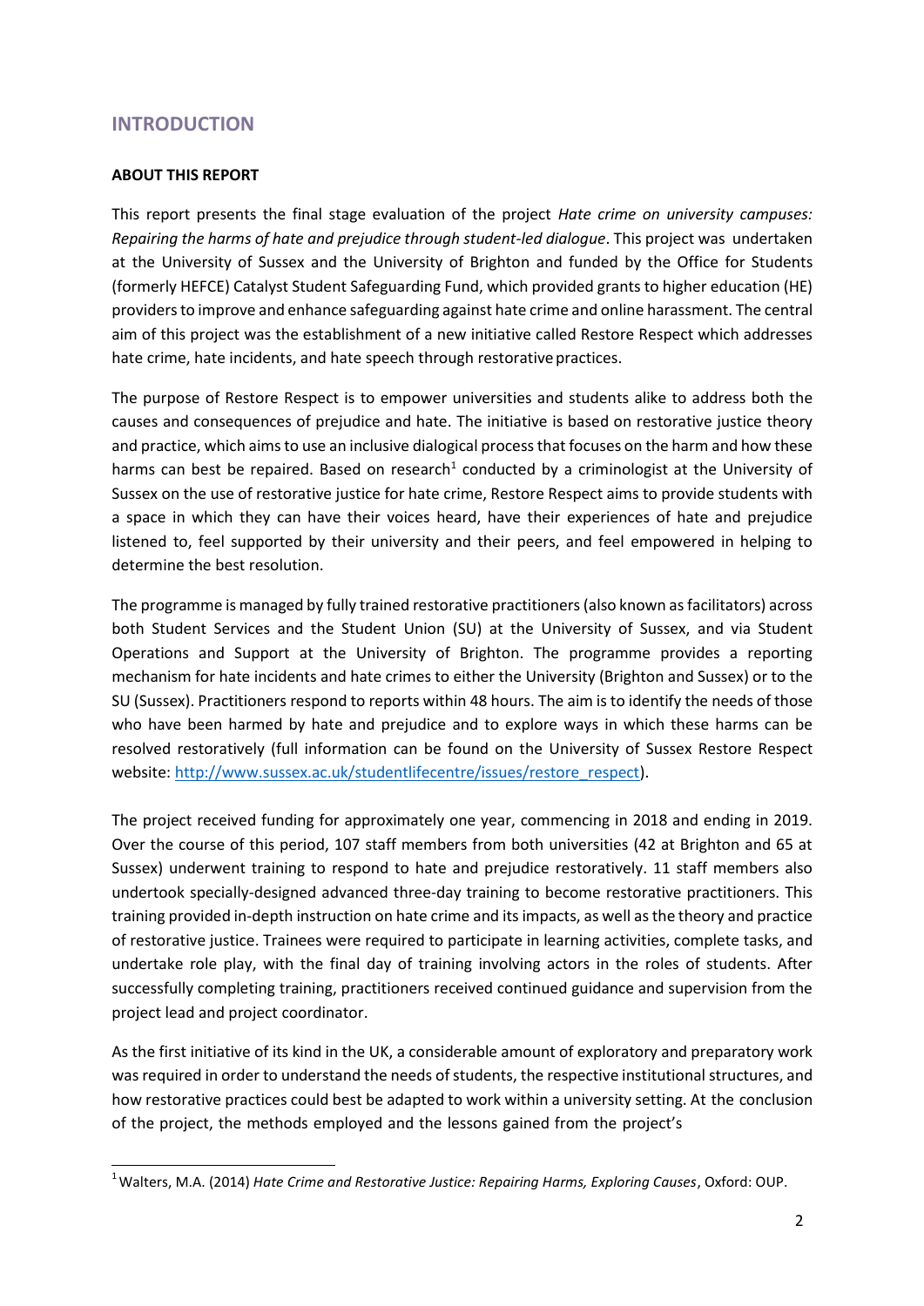## INTRODUCTION

### ABOUT THIS REPORT

This report presents the final stage evaluation of the project *Hate crime on university campuses: Repairing the harms of hate and prejudice through student-led dialogue*. This project was undertaken at the University of Sussex and the University of Brighton and funded by the Office for Students (formerly HEFCE) Catalyst Student Safeguarding Fund, which provided grants to higher education (HE) providers to improve and enhance safeguarding against hate crime and online harassment. The central aim of this project was the establishment of a new initiative called Restore Respect which addresses hate crime, hate incidents, and hate speech through restorative practices.

The purpose of Restore Respect is to empower universities and students alike to address both the causes and consequences of prejudice and hate. The initiative is based on restorative justice theory and practice, which aims to use an inclusive dialogical process that focuses on the harm and how these harms can best be repaired. Based on research[1] conducted by a criminologist at the University of Sussex on the use of restorative justice for hate crime, Restore Respect aims to provide students with a space in which they can have their voices heard, have their experiences of hate and prejudice listened to, feel supported by their university and their peers, and feel empowered in helping to determine the best resolution.

The programme is managed by fully trained restorative practitioners (also known as facilitators) across both Student Services and the Student Union (SU) at the University of Sussex, and via Student Operations and Support at the University of Brighton. The programme provides a reporting mechanism for hate incidents and hate crimes to either the University (Brighton and Sussex) or to the SU (Sussex). Practitioners respond to reports within 48 hours. The aim is to identify the needs of those who have been harmed by hate and prejudice and to explore ways in which these harms can be resolved restoratively (full information can be found on the University of Sussex Restore Respect website: http://www.sussex.ac.uk/studentlifecentre/issues/restore_respect).

The project received funding for approximately one year, commencing in 2018 and ending in 2019. Over the course of this period, 107 staff members from both universities (42 at Brighton and 65 at Sussex) underwent training to respond to hate and prejudice restoratively. 11 staff members also undertook specially-designed advanced three-day training to become restorative practitioners. This training provided in-depth instruction on hate crime and its impacts, as well as the theory and practice of restorative justice. Trainees were required to participate in learning activities, complete tasks, and undertake role play, with the final day of training involving actors in the roles of students. After successfully completing training, practitioners received continued guidance and supervision from the project lead and project coordinator.

As the first initiative of its kind in the UK, a considerable amount of exploratory and preparatory work was required in order to understand the needs of students, the respective institutional structures, and how restorative practices could best be adapted to work within a university setting. At the conclusion of the project, the methods employed and the lessons gained from the project's

---

[1] Walters, M.A. (2014) *Hate Crime and Restorative Justice: Repairing Harms, Exploring Causes*, Oxford: OUP.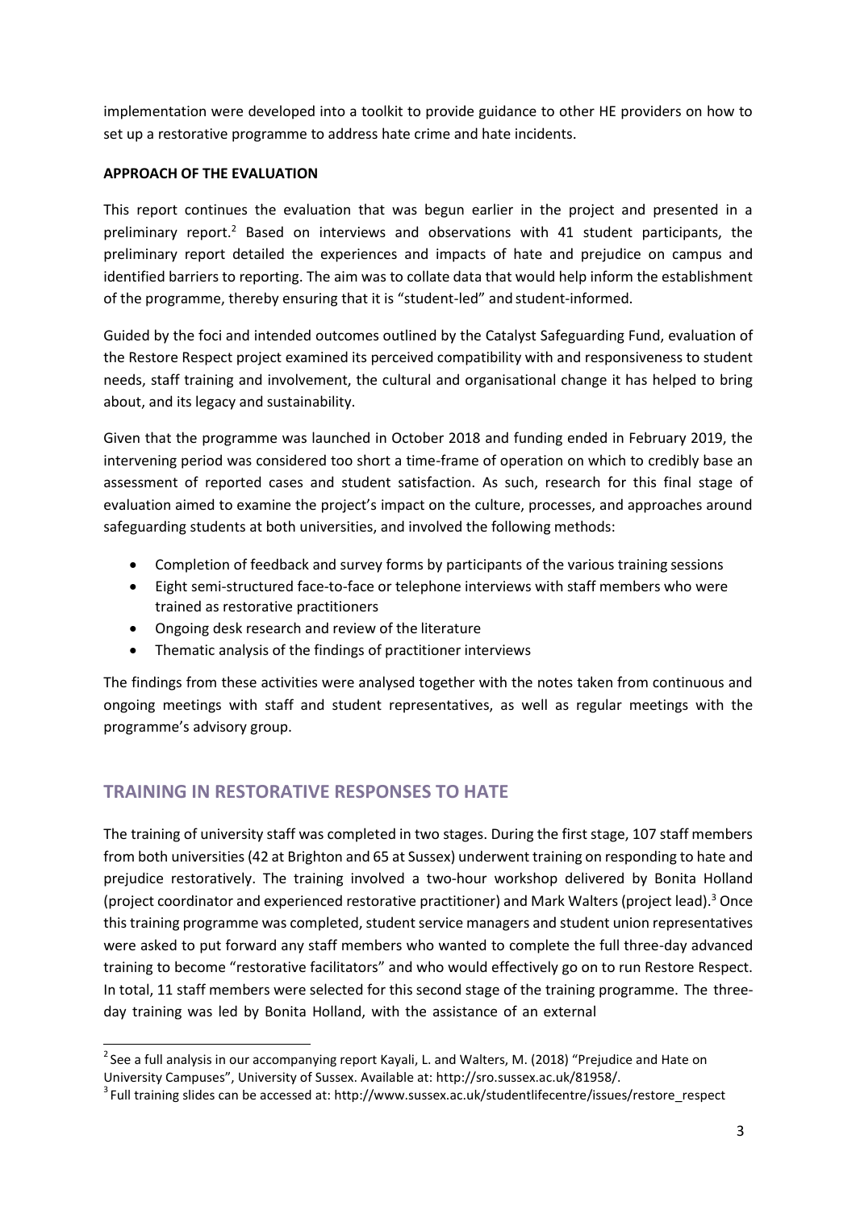implementation were developed into a toolkit to provide guidance to other HE providers on how to set up a restorative programme to address hate crime and hate incidents.

**APPROACH OF THE EVALUATION**

This report continues the evaluation that was begun earlier in the project and presented in a preliminary report.[2] Based on interviews and observations with 41 student participants, the preliminary report detailed the experiences and impacts of hate and prejudice on campus and identified barriers to reporting. The aim was to collate data that would help inform the establishment of the programme, thereby ensuring that it is "student-led" and student-informed.

Guided by the foci and intended outcomes outlined by the Catalyst Safeguarding Fund, evaluation of the Restore Respect project examined its perceived compatibility with and responsiveness to student needs, staff training and involvement, the cultural and organisational change it has helped to bring about, and its legacy and sustainability.

Given that the programme was launched in October 2018 and funding ended in February 2019, the intervening period was considered too short a time-frame of operation on which to credibly base an assessment of reported cases and student satisfaction. As such, research for this final stage of evaluation aimed to examine the project's impact on the culture, processes, and approaches around safeguarding students at both universities, and involved the following methods:

- Completion of feedback and survey forms by participants of the various training sessions
- Eight semi-structured face-to-face or telephone interviews with staff members who were trained as restorative practitioners
- Ongoing desk research and review of the literature
- Thematic analysis of the findings of practitioner interviews

The findings from these activities were analysed together with the notes taken from continuous and ongoing meetings with staff and student representatives, as well as regular meetings with the programme's advisory group.

## TRAINING IN RESTORATIVE RESPONSES TO HATE

The training of university staff was completed in two stages. During the first stage, 107 staff members from both universities (42 at Brighton and 65 at Sussex) underwent training on responding to hate and prejudice restoratively. The training involved a two-hour workshop delivered by Bonita Holland (project coordinator and experienced restorative practitioner) and Mark Walters (project lead).[3] Once this training programme was completed, student service managers and student union representatives were asked to put forward any staff members who wanted to complete the full three-day advanced training to become "restorative facilitators" and who would effectively go on to run Restore Respect. In total, 11 staff members were selected for this second stage of the training programme. The three-day training was led by Bonita Holland, with the assistance of an external

[2] See a full analysis in our accompanying report Kayali, L. and Walters, M. (2018) "Prejudice and Hate on University Campuses", University of Sussex. Available at: http://sro.sussex.ac.uk/81958/.

[3] Full training slides can be accessed at: http://www.sussex.ac.uk/studentlifecentre/issues/restore_respect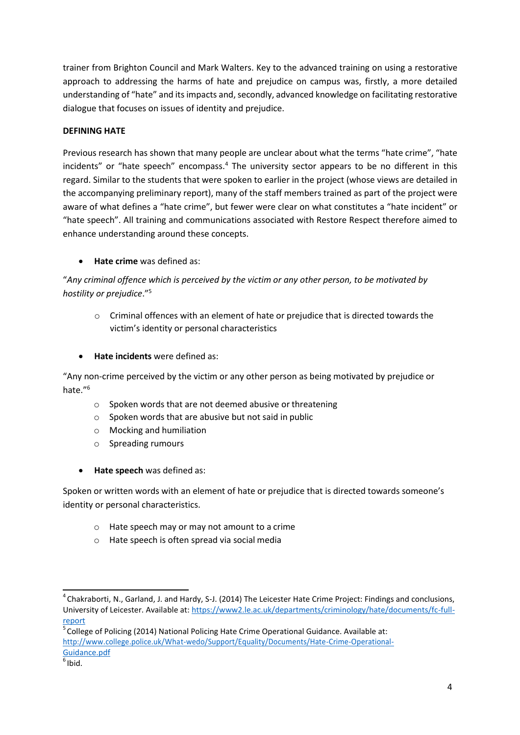trainer from Brighton Council and Mark Walters. Key to the advanced training on using a restorative approach to addressing the harms of hate and prejudice on campus was, firstly, a more detailed understanding of "hate" and its impacts and, secondly, advanced knowledge on facilitating restorative dialogue that focuses on issues of identity and prejudice.

## DEFINING HATE

Previous research has shown that many people are unclear about what the terms "hate crime", "hate incidents" or "hate speech" encompass.[4] The university sector appears to be no different in this regard. Similar to the students that were spoken to earlier in the project (whose views are detailed in the accompanying preliminary report), many of the staff members trained as part of the project were aware of what defines a "hate crime", but fewer were clear on what constitutes a "hate incident" or "hate speech". All training and communications associated with Restore Respect therefore aimed to enhance understanding around these concepts.

- **Hate crime** was defined as:

"*Any criminal offence which is perceived by the victim or any other person, to be motivated by hostility or prejudice*."[5]

  - Criminal offences with an element of hate or prejudice that is directed towards the victim's identity or personal characteristics

- **Hate incidents** were defined as:

"Any non-crime perceived by the victim or any other person as being motivated by prejudice or hate."[6]

  - Spoken words that are not deemed abusive or threatening
  - Spoken words that are abusive but not said in public
  - Mocking and humiliation
  - Spreading rumours

- **Hate speech** was defined as:

Spoken or written words with an element of hate or prejudice that is directed towards someone's identity or personal characteristics.

  - Hate speech may or may not amount to a crime
  - Hate speech is often spread via social media

---

[4] Chakraborti, N., Garland, J. and Hardy, S-J. (2014) The Leicester Hate Crime Project: Findings and conclusions, University of Leicester. Available at: https://www2.le.ac.uk/departments/criminology/hate/documents/fc-full-report

[5] College of Policing (2014) National Policing Hate Crime Operational Guidance. Available at: http://www.college.police.uk/What-wedo/Support/Equality/Documents/Hate-Crime-Operational-Guidance.pdf

[6] Ibid.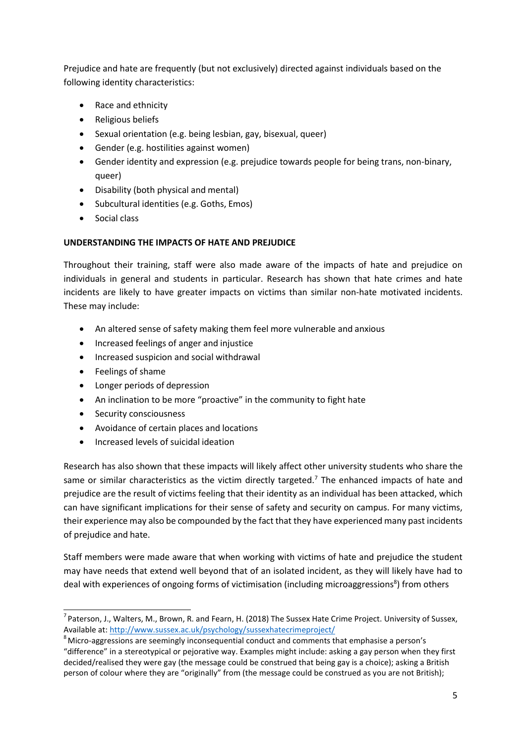Prejudice and hate are frequently (but not exclusively) directed against individuals based on the following identity characteristics:

- Race and ethnicity
- Religious beliefs
- Sexual orientation (e.g. being lesbian, gay, bisexual, queer)
- Gender (e.g. hostilities against women)
- Gender identity and expression (e.g. prejudice towards people for being trans, non-binary, queer)
- Disability (both physical and mental)
- Subcultural identities (e.g. Goths, Emos)
- Social class

**UNDERSTANDING THE IMPACTS OF HATE AND PREJUDICE**

Throughout their training, staff were also made aware of the impacts of hate and prejudice on individuals in general and students in particular. Research has shown that hate crimes and hate incidents are likely to have greater impacts on victims than similar non-hate motivated incidents. These may include:

- An altered sense of safety making them feel more vulnerable and anxious
- Increased feelings of anger and injustice
- Increased suspicion and social withdrawal
- Feelings of shame
- Longer periods of depression
- An inclination to be more "proactive" in the community to fight hate
- Security consciousness
- Avoidance of certain places and locations
- Increased levels of suicidal ideation

Research has also shown that these impacts will likely affect other university students who share the same or similar characteristics as the victim directly targeted.[7] The enhanced impacts of hate and prejudice are the result of victims feeling that their identity as an individual has been attacked, which can have significant implications for their sense of safety and security on campus. For many victims, their experience may also be compounded by the fact that they have experienced many past incidents of prejudice and hate.

Staff members were made aware that when working with victims of hate and prejudice the student may have needs that extend well beyond that of an isolated incident, as they will likely have had to deal with experiences of ongoing forms of victimisation (including microaggressions[8]) from others

---

[7] Paterson, J., Walters, M., Brown, R. and Fearn, H. (2018) The Sussex Hate Crime Project. University of Sussex, Available at: http://www.sussex.ac.uk/psychology/sussexhatecrimeproject/

[8] Micro-aggressions are seemingly inconsequential conduct and comments that emphasise a person's "difference" in a stereotypical or pejorative way. Examples might include: asking a gay person when they first decided/realised they were gay (the message could be construed that being gay is a choice); asking a British person of colour where they are "originally" from (the message could be construed as you are not British);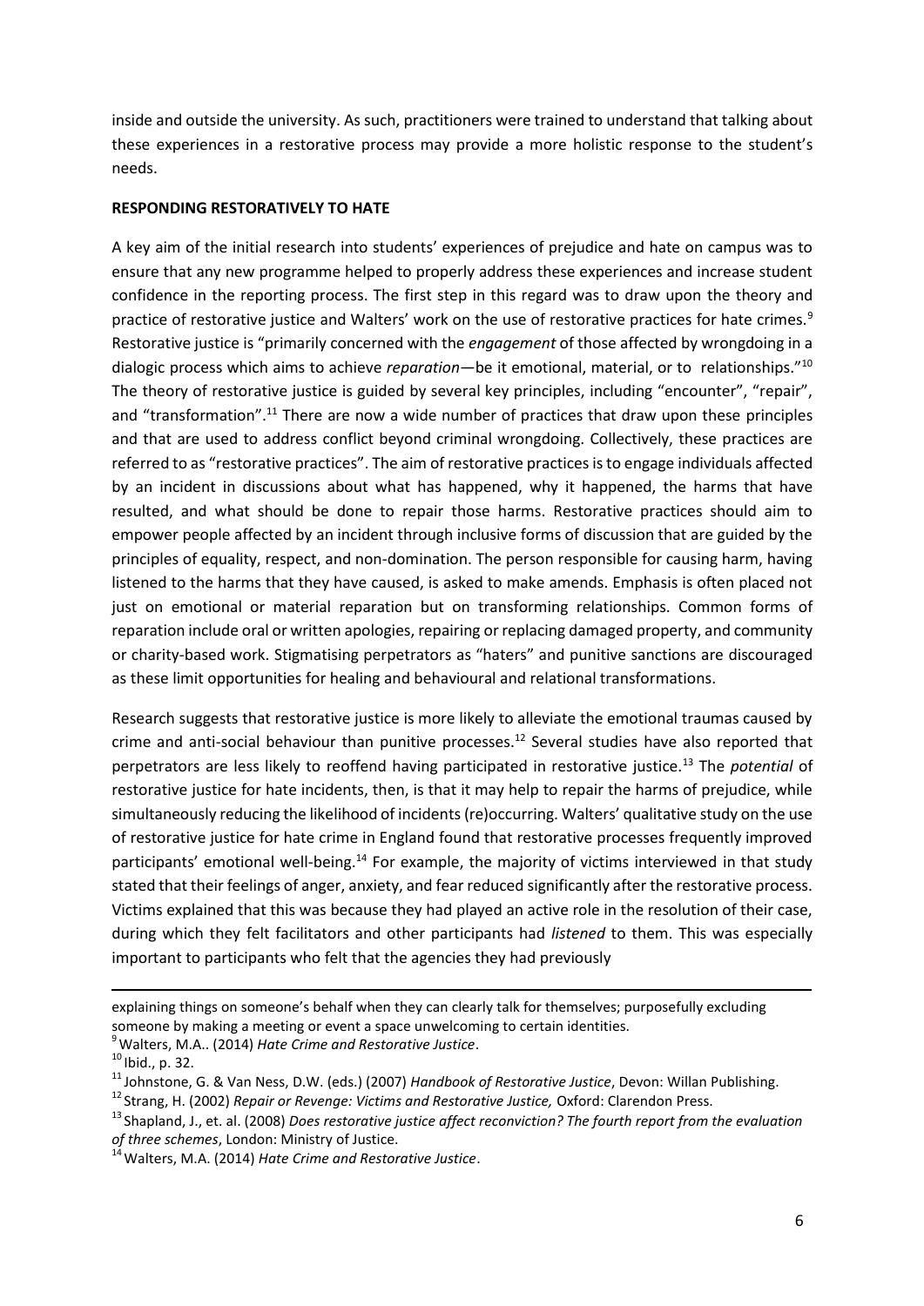inside and outside the university. As such, practitioners were trained to understand that talking about these experiences in a restorative process may provide a more holistic response to the student's needs.

**RESPONDING RESTORATIVELY TO HATE**

A key aim of the initial research into students' experiences of prejudice and hate on campus was to ensure that any new programme helped to properly address these experiences and increase student confidence in the reporting process. The first step in this regard was to draw upon the theory and practice of restorative justice and Walters' work on the use of restorative practices for hate crimes.[9] Restorative justice is "primarily concerned with the *engagement* of those affected by wrongdoing in a dialogic process which aims to achieve *reparation*—be it emotional, material, or to relationships."[10] The theory of restorative justice is guided by several key principles, including "encounter", "repair", and "transformation".[11] There are now a wide number of practices that draw upon these principles and that are used to address conflict beyond criminal wrongdoing. Collectively, these practices are referred to as "restorative practices". The aim of restorative practices is to engage individuals affected by an incident in discussions about what has happened, why it happened, the harms that have resulted, and what should be done to repair those harms. Restorative practices should aim to empower people affected by an incident through inclusive forms of discussion that are guided by the principles of equality, respect, and non-domination. The person responsible for causing harm, having listened to the harms that they have caused, is asked to make amends. Emphasis is often placed not just on emotional or material reparation but on transforming relationships. Common forms of reparation include oral or written apologies, repairing or replacing damaged property, and community or charity-based work. Stigmatising perpetrators as "haters" and punitive sanctions are discouraged as these limit opportunities for healing and behavioural and relational transformations.

Research suggests that restorative justice is more likely to alleviate the emotional traumas caused by crime and anti-social behaviour than punitive processes.[12] Several studies have also reported that perpetrators are less likely to reoffend having participated in restorative justice.[13] The *potential* of restorative justice for hate incidents, then, is that it may help to repair the harms of prejudice, while simultaneously reducing the likelihood of incidents (re)occurring. Walters' qualitative study on the use of restorative justice for hate crime in England found that restorative processes frequently improved participants' emotional well-being.[14] For example, the majority of victims interviewed in that study stated that their feelings of anger, anxiety, and fear reduced significantly after the restorative process. Victims explained that this was because they had played an active role in the resolution of their case, during which they felt facilitators and other participants had *listened* to them. This was especially important to participants who felt that the agencies they had previously

---

explaining things on someone's behalf when they can clearly talk for themselves; purposefully excluding someone by making a meeting or event a space unwelcoming to certain identities.

[9] Walters, M.A.. (2014) *Hate Crime and Restorative Justice*.

[10] Ibid., p. 32.

[11] Johnstone, G. & Van Ness, D.W. (eds.) (2007) *Handbook of Restorative Justice*, Devon: Willan Publishing.

[12] Strang, H. (2002) *Repair or Revenge: Victims and Restorative Justice,* Oxford: Clarendon Press.

[13] Shapland, J., et. al. (2008) *Does restorative justice affect reconviction? The fourth report from the evaluation of three schemes*, London: Ministry of Justice.

[14] Walters, M.A. (2014) *Hate Crime and Restorative Justice*.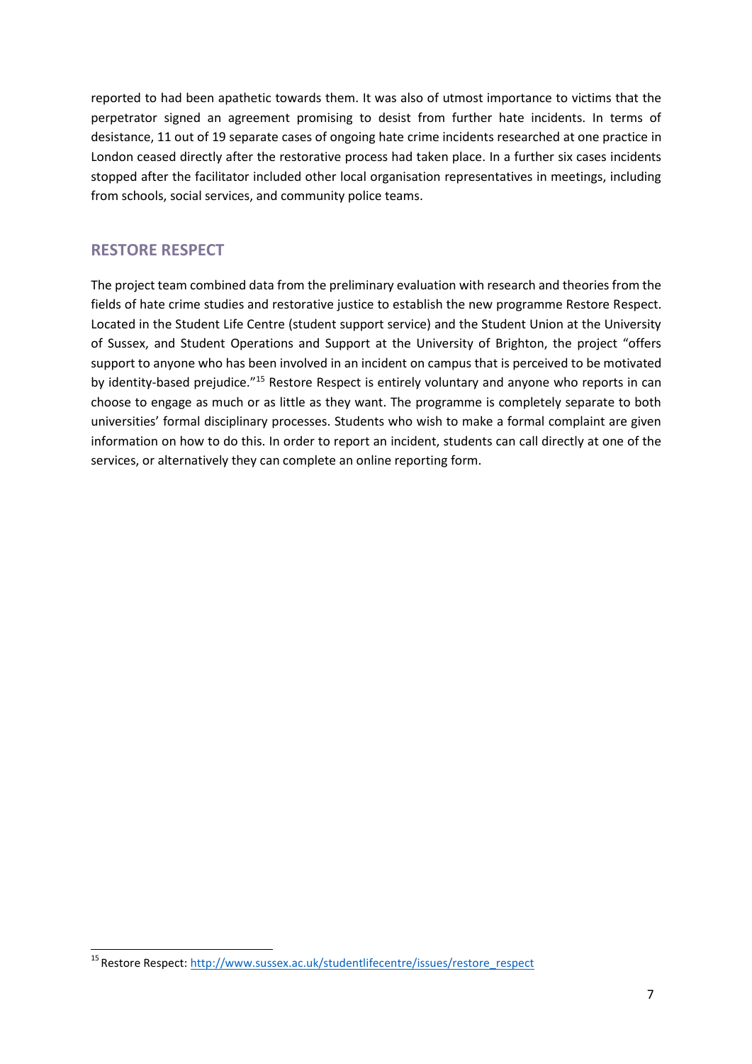reported to had been apathetic towards them. It was also of utmost importance to victims that the perpetrator signed an agreement promising to desist from further hate incidents. In terms of desistance, 11 out of 19 separate cases of ongoing hate crime incidents researched at one practice in London ceased directly after the restorative process had taken place. In a further six cases incidents stopped after the facilitator included other local organisation representatives in meetings, including from schools, social services, and community police teams.

## RESTORE RESPECT

The project team combined data from the preliminary evaluation with research and theories from the fields of hate crime studies and restorative justice to establish the new programme Restore Respect. Located in the Student Life Centre (student support service) and the Student Union at the University of Sussex, and Student Operations and Support at the University of Brighton, the project "offers support to anyone who has been involved in an incident on campus that is perceived to be motivated by identity-based prejudice."[15] Restore Respect is entirely voluntary and anyone who reports in can choose to engage as much or as little as they want. The programme is completely separate to both universities' formal disciplinary processes. Students who wish to make a formal complaint are given information on how to do this. In order to report an incident, students can call directly at one of the services, or alternatively they can complete an online reporting form.

---

[15] Restore Respect: http://www.sussex.ac.uk/studentlifecentre/issues/restore_respect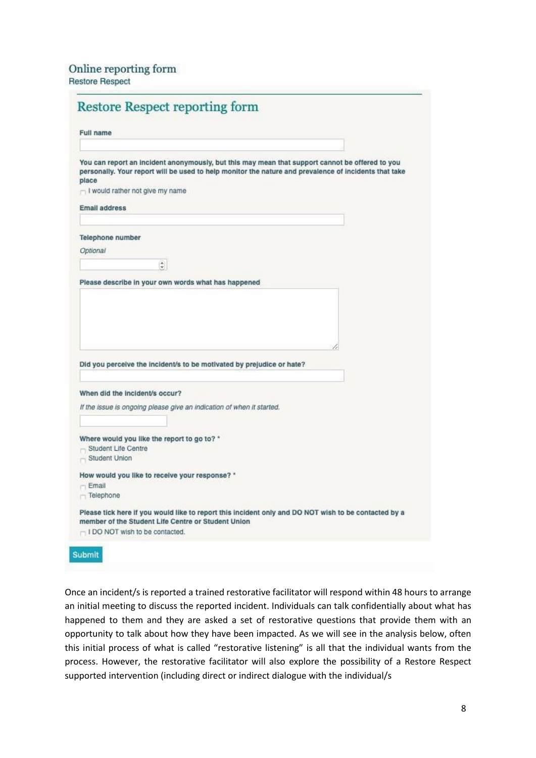## Online reporting form

Restore Respect

### Restore Respect reporting form

**Full name**

**You can report an incident anonymously, but this may mean that support cannot be offered to you personally. Your report will be used to help monitor the nature and prevalence of incidents that take place**

- [ ] I would rather not give my name

**Email address**

**Telephone number**

*Optional*

**Please describe in your own words what has happened**

**Did you perceive the incident/s to be motivated by prejudice or hate?**

**When did the incident/s occur?**

*If the issue is ongoing please give an indication of when it started.*

**Where would you like the report to go to? ***

- [ ] Student Life Centre
- [ ] Student Union

**How would you like to receive your response? ***

- [ ] Email
- [ ] Telephone

**Please tick here if you would like to report this incident only and DO NOT wish to be contacted by a member of the Student Life Centre or Student Union**

- [ ] I DO NOT wish to be contacted.

Submit

Once an incident/s is reported a trained restorative facilitator will respond within 48 hours to arrange an initial meeting to discuss the reported incident. Individuals can talk confidentially about what has happened to them and they are asked a set of restorative questions that provide them with an opportunity to talk about how they have been impacted. As we will see in the analysis below, often this initial process of what is called "restorative listening" is all that the individual wants from the process. However, the restorative facilitator will also explore the possibility of a Restore Respect supported intervention (including direct or indirect dialogue with the individual/s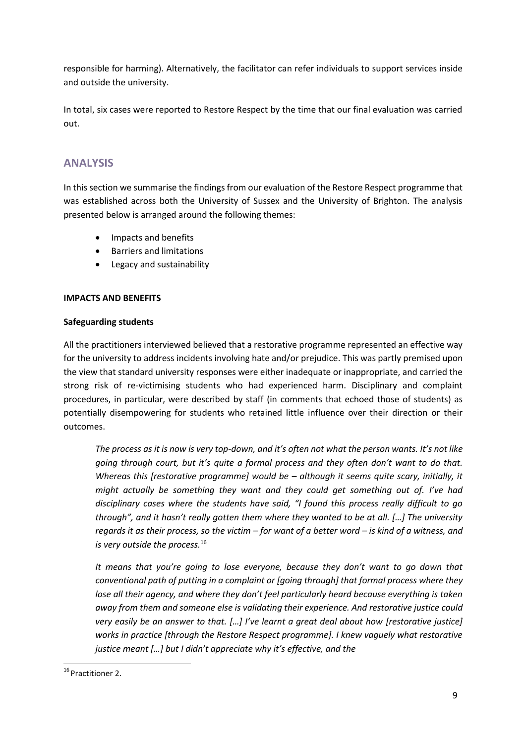responsible for harming). Alternatively, the facilitator can refer individuals to support services inside and outside the university.

In total, six cases were reported to Restore Respect by the time that our final evaluation was carried out.

## ANALYSIS

In this section we summarise the findings from our evaluation of the Restore Respect programme that was established across both the University of Sussex and the University of Brighton. The analysis presented below is arranged around the following themes:

- Impacts and benefits
- Barriers and limitations
- Legacy and sustainability

### IMPACTS AND BENEFITS

#### Safeguarding students

All the practitioners interviewed believed that a restorative programme represented an effective way for the university to address incidents involving hate and/or prejudice. This was partly premised upon the view that standard university responses were either inadequate or inappropriate, and carried the strong risk of re-victimising students who had experienced harm. Disciplinary and complaint procedures, in particular, were described by staff (in comments that echoed those of students) as potentially disempowering for students who retained little influence over their direction or their outcomes.

> *The process as it is now is very top-down, and it's often not what the person wants. It's not like going through court, but it's quite a formal process and they often don't want to do that. Whereas this [restorative programme] would be – although it seems quite scary, initially, it might actually be something they want and they could get something out of. I've had disciplinary cases where the students have said, "I found this process really difficult to go through", and it hasn't really gotten them where they wanted to be at all. […] The university regards it as their process, so the victim – for want of a better word – is kind of a witness, and is very outside the process.*[16]

> *It means that you're going to lose everyone, because they don't want to go down that conventional path of putting in a complaint or [going through] that formal process where they lose all their agency, and where they don't feel particularly heard because everything is taken away from them and someone else is validating their experience. And restorative justice could very easily be an answer to that. […] I've learnt a great deal about how [restorative justice] works in practice [through the Restore Respect programme]. I knew vaguely what restorative justice meant […] but I didn't appreciate why it's effective, and the*

[16] Practitioner 2.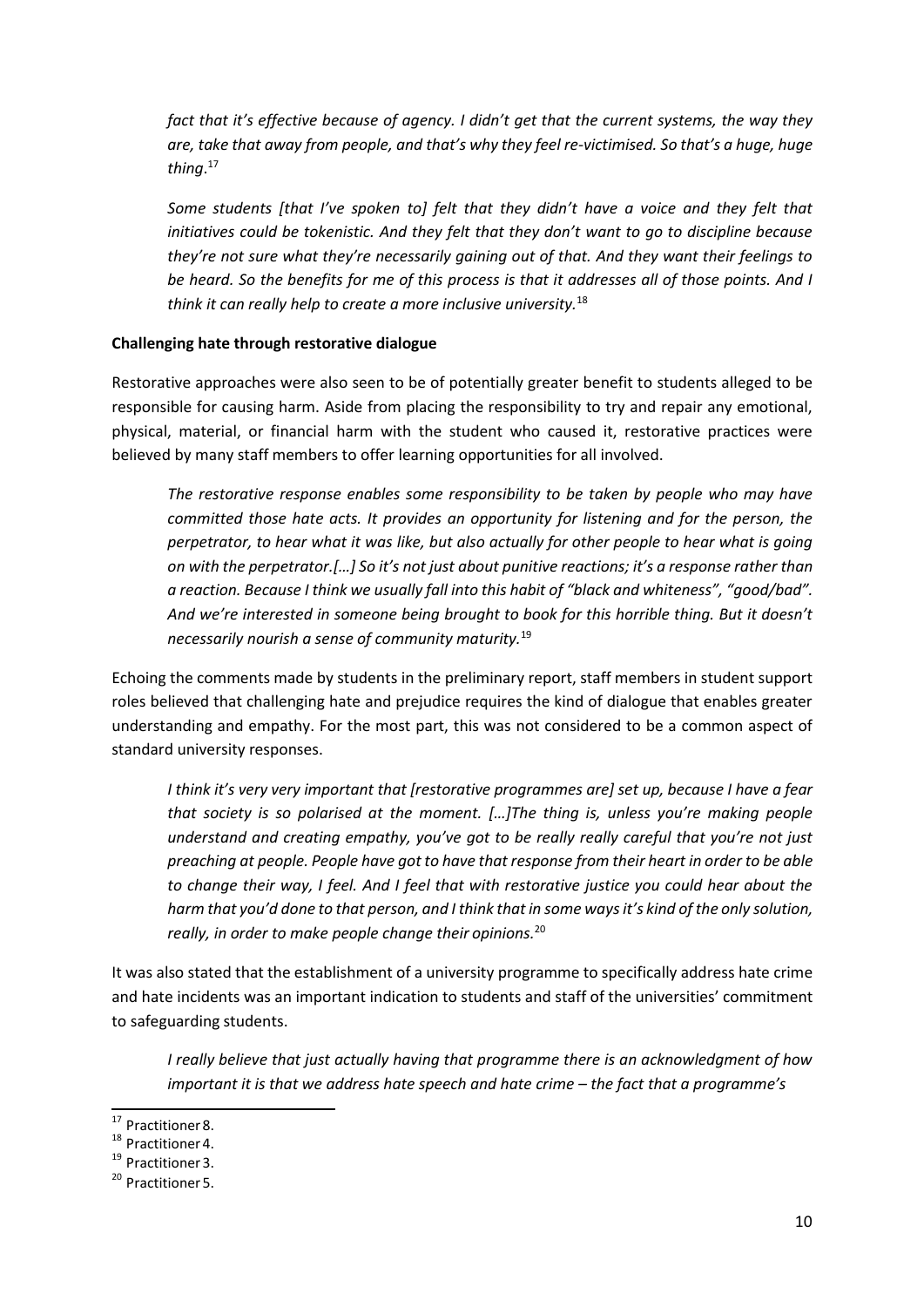> *fact that it's effective because of agency. I didn't get that the current systems, the way they are, take that away from people, and that's why they feel re-victimised. So that's a huge, huge thing*.[17]

> *Some students [that I've spoken to] felt that they didn't have a voice and they felt that initiatives could be tokenistic. And they felt that they don't want to go to discipline because they're not sure what they're necessarily gaining out of that. And they want their feelings to be heard. So the benefits for me of this process is that it addresses all of those points. And I think it can really help to create a more inclusive university.*[18]

**Challenging hate through restorative dialogue**

Restorative approaches were also seen to be of potentially greater benefit to students alleged to be responsible for causing harm. Aside from placing the responsibility to try and repair any emotional, physical, material, or financial harm with the student who caused it, restorative practices were believed by many staff members to offer learning opportunities for all involved.

> *The restorative response enables some responsibility to be taken by people who may have committed those hate acts. It provides an opportunity for listening and for the person, the perpetrator, to hear what it was like, but also actually for other people to hear what is going on with the perpetrator.[…] So it's not just about punitive reactions; it's a response rather than a reaction. Because I think we usually fall into this habit of "black and whiteness", "good/bad". And we're interested in someone being brought to book for this horrible thing. But it doesn't necessarily nourish a sense of community maturity.*[19]

Echoing the comments made by students in the preliminary report, staff members in student support roles believed that challenging hate and prejudice requires the kind of dialogue that enables greater understanding and empathy. For the most part, this was not considered to be a common aspect of standard university responses.

> *I think it's very very important that [restorative programmes are] set up, because I have a fear that society is so polarised at the moment. […]The thing is, unless you're making people understand and creating empathy, you've got to be really really careful that you're not just preaching at people. People have got to have that response from their heart in order to be able to change their way, I feel. And I feel that with restorative justice you could hear about the harm that you'd done to that person, and I think that in some ways it's kind of the only solution, really, in order to make people change their opinions.*[20]

It was also stated that the establishment of a university programme to specifically address hate crime and hate incidents was an important indication to students and staff of the universities' commitment to safeguarding students.

> *I really believe that just actually having that programme there is an acknowledgment of how important it is that we address hate speech and hate crime – the fact that a programme's*

---

[17] Practitioner 8.

[18] Practitioner 4.

[19] Practitioner 3.

[20] Practitioner 5.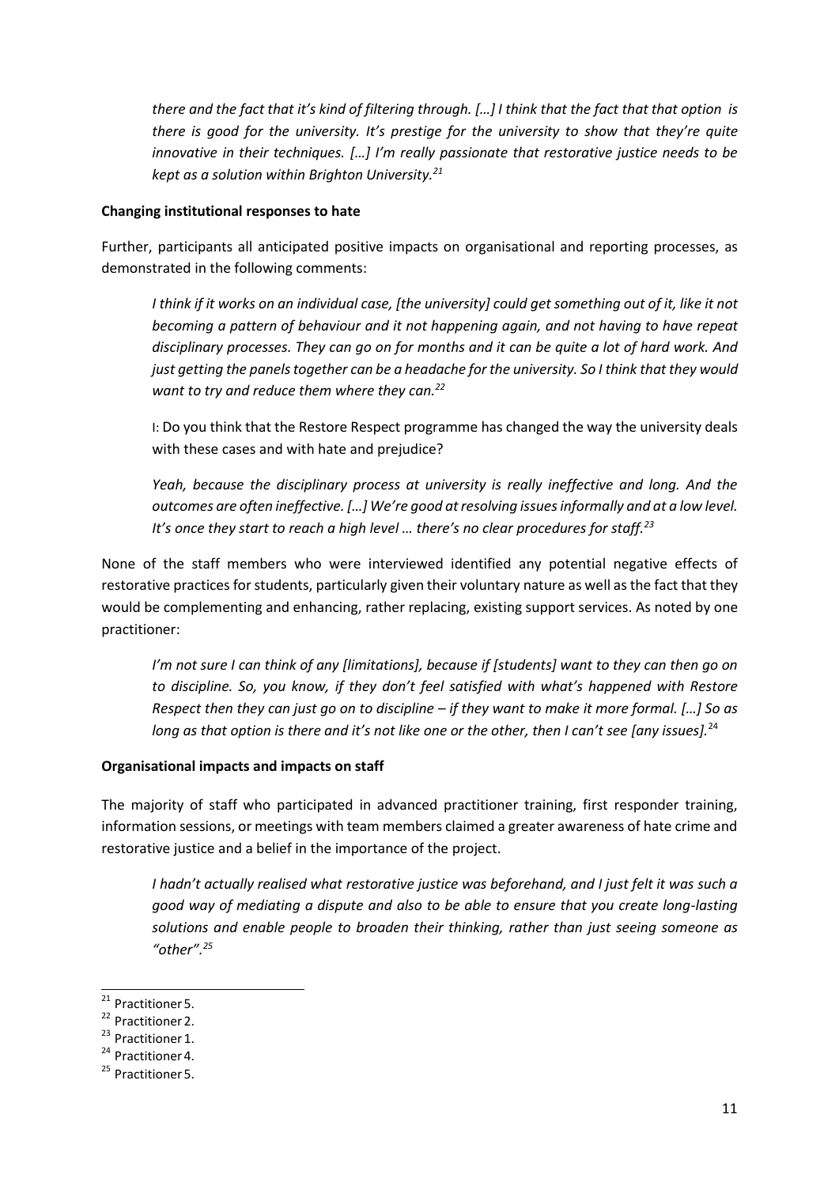*there and the fact that it's kind of filtering through. […] I think that the fact that that option is there is good for the university. It's prestige for the university to show that they're quite innovative in their techniques. […] I'm really passionate that restorative justice needs to be kept as a solution within Brighton University.*[21]

**Changing institutional responses to hate**

Further, participants all anticipated positive impacts on organisational and reporting processes, as demonstrated in the following comments:

> *I think if it works on an individual case, [the university] could get something out of it, like it not becoming a pattern of behaviour and it not happening again, and not having to have repeat disciplinary processes. They can go on for months and it can be quite a lot of hard work. And just getting the panels together can be a headache for the university. So I think that they would want to try and reduce them where they can.*[22]

> I: Do you think that the Restore Respect programme has changed the way the university deals with these cases and with hate and prejudice?

> *Yeah, because the disciplinary process at university is really ineffective and long. And the outcomes are often ineffective. […] We're good at resolving issues informally and at a low level. It's once they start to reach a high level … there's no clear procedures for staff.*[23]

None of the staff members who were interviewed identified any potential negative effects of restorative practices for students, particularly given their voluntary nature as well as the fact that they would be complementing and enhancing, rather replacing, existing support services. As noted by one practitioner:

> *I'm not sure I can think of any [limitations], because if [students] want to they can then go on to discipline. So, you know, if they don't feel satisfied with what's happened with Restore Respect then they can just go on to discipline – if they want to make it more formal. […] So as long as that option is there and it's not like one or the other, then I can't see [any issues].*[24]

**Organisational impacts and impacts on staff**

The majority of staff who participated in advanced practitioner training, first responder training, information sessions, or meetings with team members claimed a greater awareness of hate crime and restorative justice and a belief in the importance of the project.

> *I hadn't actually realised what restorative justice was beforehand, and I just felt it was such a good way of mediating a dispute and also to be able to ensure that you create long-lasting solutions and enable people to broaden their thinking, rather than just seeing someone as "other".*[25]

---

[21] Practitioner 5.
[22] Practitioner 2.
[23] Practitioner 1.
[24] Practitioner 4.
[25] Practitioner 5.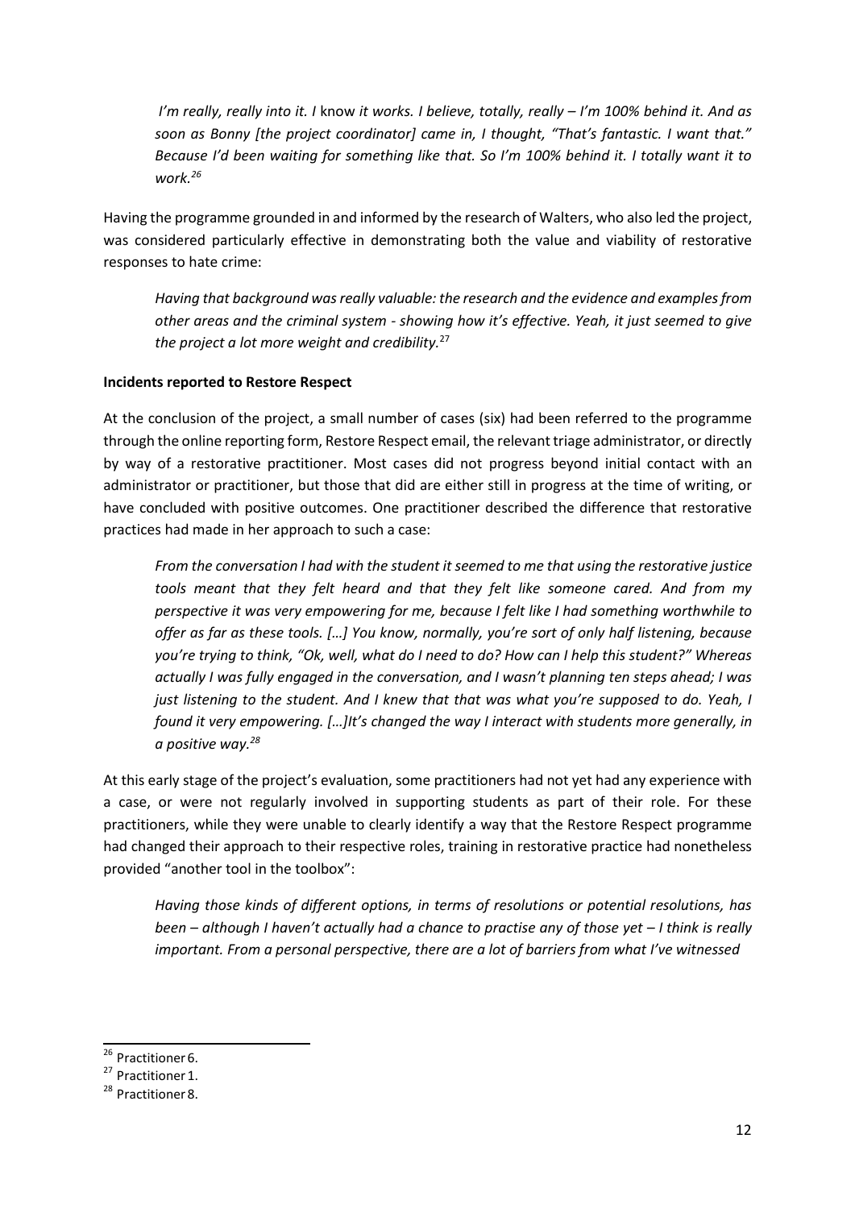*I'm really, really into it. I* know *it works. I believe, totally, really – I'm 100% behind it. And as soon as Bonny [the project coordinator] came in, I thought, "That's fantastic. I want that." Because I'd been waiting for something like that. So I'm 100% behind it. I totally want it to work.*[26]

Having the programme grounded in and informed by the research of Walters, who also led the project, was considered particularly effective in demonstrating both the value and viability of restorative responses to hate crime:

*Having that background was really valuable: the research and the evidence and examples from other areas and the criminal system - showing how it's effective. Yeah, it just seemed to give the project a lot more weight and credibility.*[27]

**Incidents reported to Restore Respect**

At the conclusion of the project, a small number of cases (six) had been referred to the programme through the online reporting form, Restore Respect email, the relevant triage administrator, or directly by way of a restorative practitioner. Most cases did not progress beyond initial contact with an administrator or practitioner, but those that did are either still in progress at the time of writing, or have concluded with positive outcomes. One practitioner described the difference that restorative practices had made in her approach to such a case:

*From the conversation I had with the student it seemed to me that using the restorative justice tools meant that they felt heard and that they felt like someone cared. And from my perspective it was very empowering for me, because I felt like I had something worthwhile to offer as far as these tools. […] You know, normally, you're sort of only half listening, because you're trying to think, "Ok, well, what do I need to do? How can I help this student?" Whereas actually I was fully engaged in the conversation, and I wasn't planning ten steps ahead; I was just listening to the student. And I knew that that was what you're supposed to do. Yeah, I found it very empowering. […]It's changed the way I interact with students more generally, in a positive way.*[28]

At this early stage of the project's evaluation, some practitioners had not yet had any experience with a case, or were not regularly involved in supporting students as part of their role. For these practitioners, while they were unable to clearly identify a way that the Restore Respect programme had changed their approach to their respective roles, training in restorative practice had nonetheless provided "another tool in the toolbox":

*Having those kinds of different options, in terms of resolutions or potential resolutions, has been – although I haven't actually had a chance to practise any of those yet – I think is really important. From a personal perspective, there are a lot of barriers from what I've witnessed*

[26] Practitioner 6.

[27] Practitioner 1.

[28] Practitioner 8.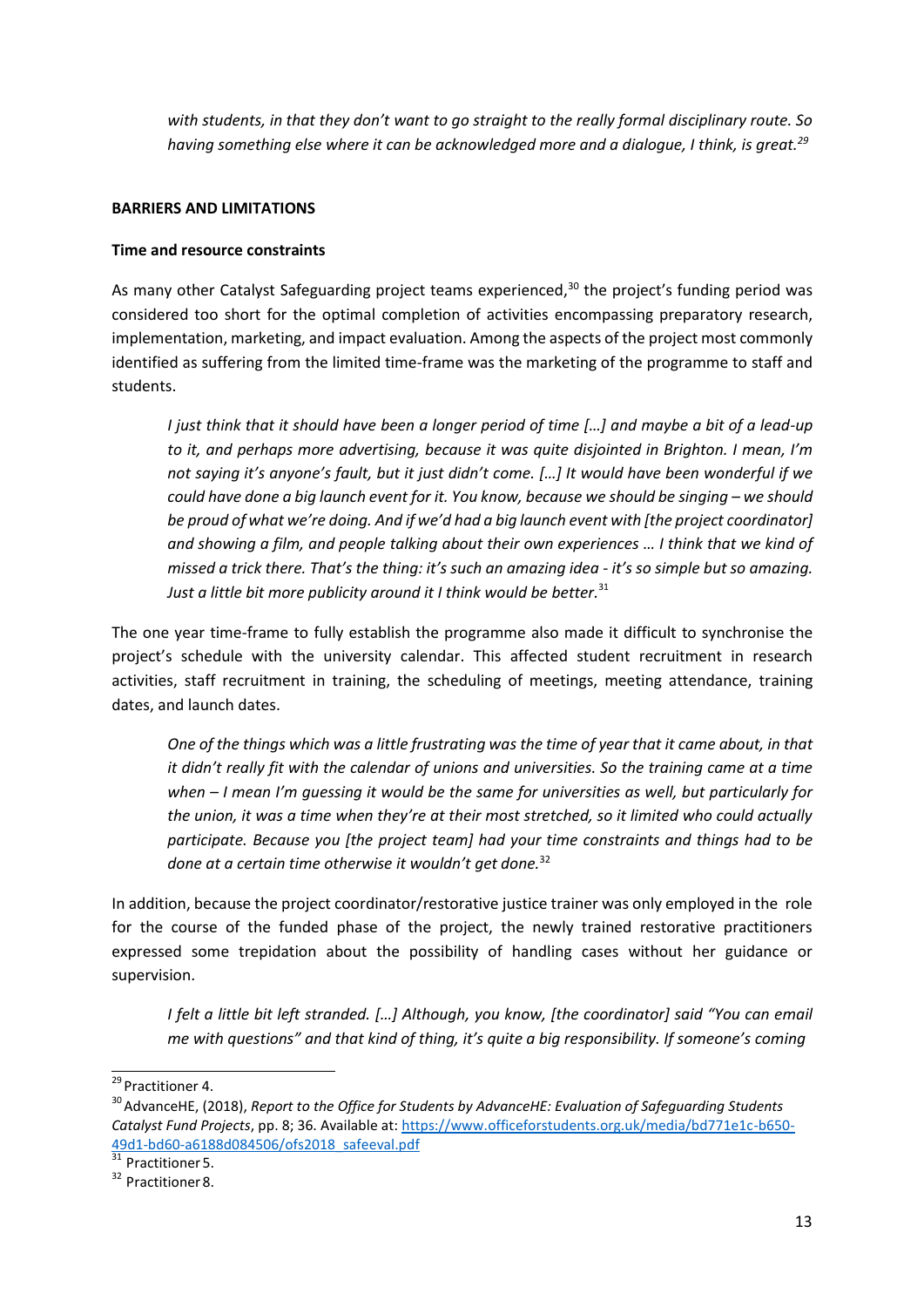*with students, in that they don't want to go straight to the really formal disciplinary route. So having something else where it can be acknowledged more and a dialogue, I think, is great.*[29]

**BARRIERS AND LIMITATIONS**

**Time and resource constraints**

As many other Catalyst Safeguarding project teams experienced,[30] the project's funding period was considered too short for the optimal completion of activities encompassing preparatory research, implementation, marketing, and impact evaluation. Among the aspects of the project most commonly identified as suffering from the limited time-frame was the marketing of the programme to staff and students.

> *I just think that it should have been a longer period of time […] and maybe a bit of a lead-up to it, and perhaps more advertising, because it was quite disjointed in Brighton. I mean, I'm not saying it's anyone's fault, but it just didn't come. […] It would have been wonderful if we could have done a big launch event for it. You know, because we should be singing – we should be proud of what we're doing. And if we'd had a big launch event with [the project coordinator] and showing a film, and people talking about their own experiences … I think that we kind of missed a trick there. That's the thing: it's such an amazing idea - it's so simple but so amazing. Just a little bit more publicity around it I think would be better.*[31]

The one year time-frame to fully establish the programme also made it difficult to synchronise the project's schedule with the university calendar. This affected student recruitment in research activities, staff recruitment in training, the scheduling of meetings, meeting attendance, training dates, and launch dates.

> *One of the things which was a little frustrating was the time of year that it came about, in that it didn't really fit with the calendar of unions and universities. So the training came at a time when – I mean I'm guessing it would be the same for universities as well, but particularly for the union, it was a time when they're at their most stretched, so it limited who could actually participate. Because you [the project team] had your time constraints and things had to be done at a certain time otherwise it wouldn't get done.*[32]

In addition, because the project coordinator/restorative justice trainer was only employed in the role for the course of the funded phase of the project, the newly trained restorative practitioners expressed some trepidation about the possibility of handling cases without her guidance or supervision.

> *I felt a little bit left stranded. […] Although, you know, [the coordinator] said "You can email me with questions" and that kind of thing, it's quite a big responsibility. If someone's coming*

---

[29] Practitioner 4.

[30] AdvanceHE, (2018), *Report to the Office for Students by AdvanceHE: Evaluation of Safeguarding Students Catalyst Fund Projects*, pp. 8; 36. Available at: https://www.officeforstudents.org.uk/media/bd771e1c-b650-49d1-bd60-a6188d084506/ofs2018_safeeval.pdf

[31] Practitioner 5.

[32] Practitioner 8.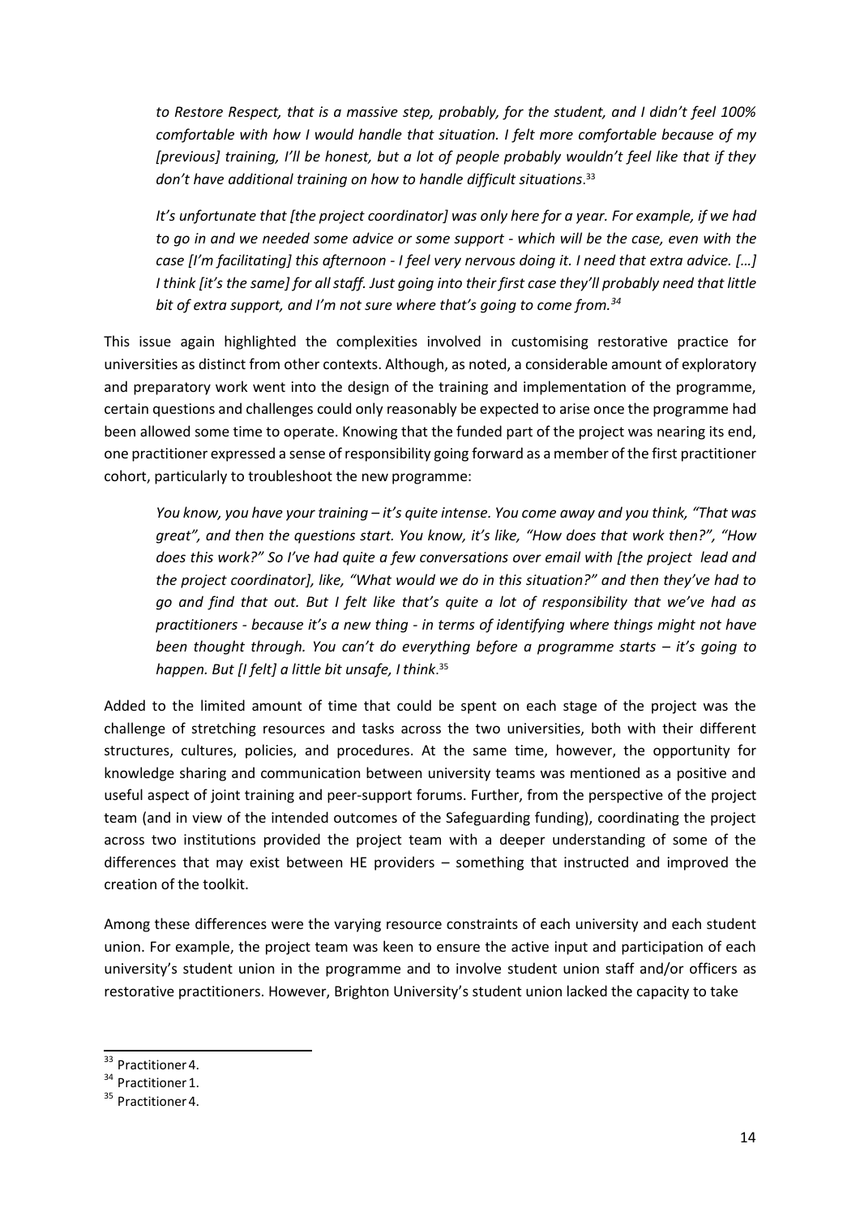*to Restore Respect, that is a massive step, probably, for the student, and I didn't feel 100% comfortable with how I would handle that situation. I felt more comfortable because of my [previous] training, I'll be honest, but a lot of people probably wouldn't feel like that if they don't have additional training on how to handle difficult situations*.[33]

*It's unfortunate that [the project coordinator] was only here for a year. For example, if we had to go in and we needed some advice or some support - which will be the case, even with the case [I'm facilitating] this afternoon - I feel very nervous doing it. I need that extra advice. […] I think [it's the same] for all staff. Just going into their first case they'll probably need that little bit of extra support, and I'm not sure where that's going to come from.*[34]

This issue again highlighted the complexities involved in customising restorative practice for universities as distinct from other contexts. Although, as noted, a considerable amount of exploratory and preparatory work went into the design of the training and implementation of the programme, certain questions and challenges could only reasonably be expected to arise once the programme had been allowed some time to operate. Knowing that the funded part of the project was nearing its end, one practitioner expressed a sense of responsibility going forward as a member of the first practitioner cohort, particularly to troubleshoot the new programme:

*You know, you have your training – it's quite intense. You come away and you think, "That was great", and then the questions start. You know, it's like, "How does that work then?", "How does this work?" So I've had quite a few conversations over email with [the project lead and the project coordinator], like, "What would we do in this situation?" and then they've had to go and find that out. But I felt like that's quite a lot of responsibility that we've had as practitioners - because it's a new thing - in terms of identifying where things might not have been thought through. You can't do everything before a programme starts – it's going to happen. But [I felt] a little bit unsafe, I think*.[35]

Added to the limited amount of time that could be spent on each stage of the project was the challenge of stretching resources and tasks across the two universities, both with their different structures, cultures, policies, and procedures. At the same time, however, the opportunity for knowledge sharing and communication between university teams was mentioned as a positive and useful aspect of joint training and peer-support forums. Further, from the perspective of the project team (and in view of the intended outcomes of the Safeguarding funding), coordinating the project across two institutions provided the project team with a deeper understanding of some of the differences that may exist between HE providers – something that instructed and improved the creation of the toolkit.

Among these differences were the varying resource constraints of each university and each student union. For example, the project team was keen to ensure the active input and participation of each university's student union in the programme and to involve student union staff and/or officers as restorative practitioners. However, Brighton University's student union lacked the capacity to take

[33] Practitioner 4.

[34] Practitioner 1.

[35] Practitioner 4.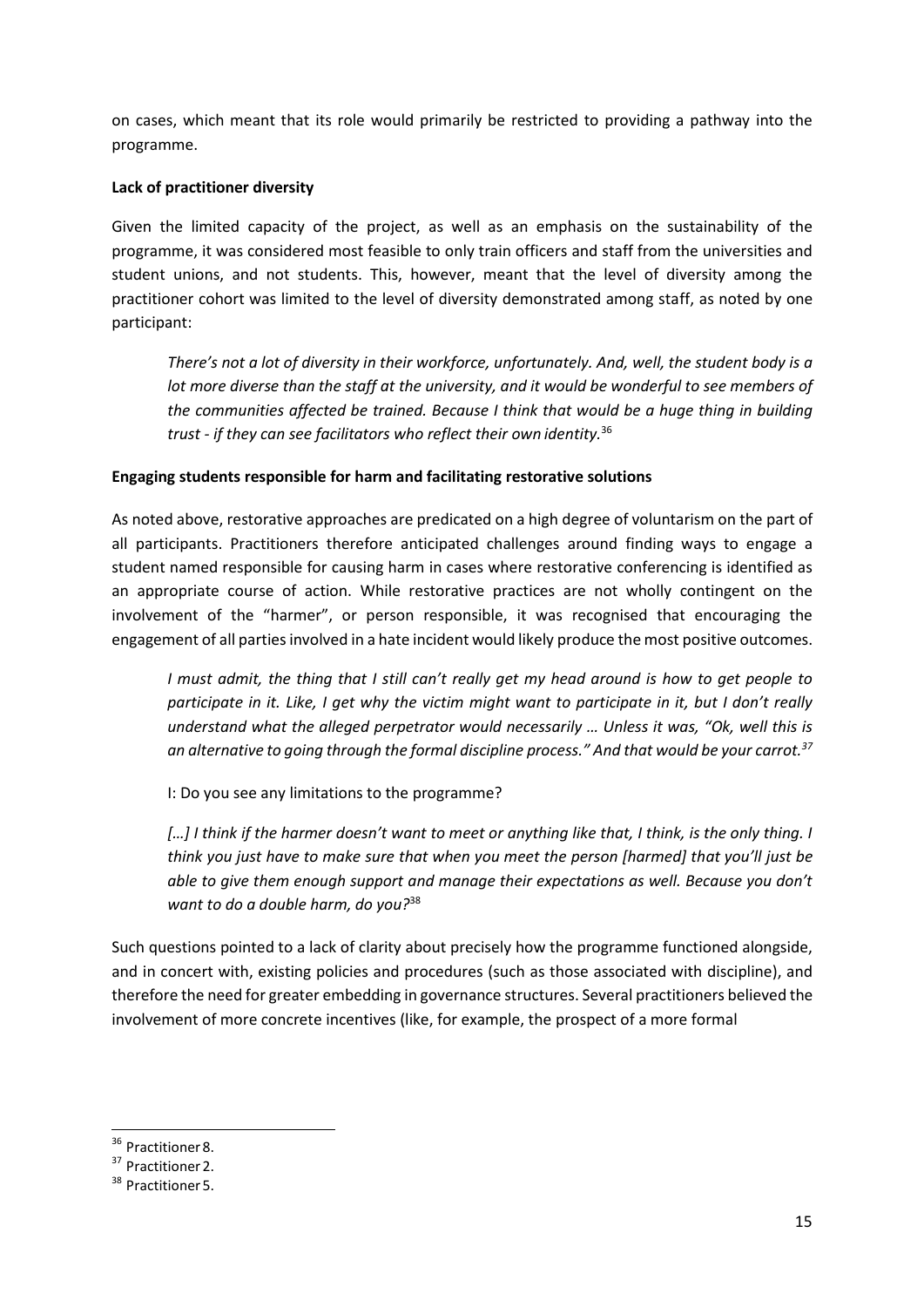on cases, which meant that its role would primarily be restricted to providing a pathway into the programme.

**Lack of practitioner diversity**

Given the limited capacity of the project, as well as an emphasis on the sustainability of the programme, it was considered most feasible to only train officers and staff from the universities and student unions, and not students. This, however, meant that the level of diversity among the practitioner cohort was limited to the level of diversity demonstrated among staff, as noted by one participant:

> *There's not a lot of diversity in their workforce, unfortunately. And, well, the student body is a lot more diverse than the staff at the university, and it would be wonderful to see members of the communities affected be trained. Because I think that would be a huge thing in building trust - if they can see facilitators who reflect their own identity.*[36]

**Engaging students responsible for harm and facilitating restorative solutions**

As noted above, restorative approaches are predicated on a high degree of voluntarism on the part of all participants. Practitioners therefore anticipated challenges around finding ways to engage a student named responsible for causing harm in cases where restorative conferencing is identified as an appropriate course of action. While restorative practices are not wholly contingent on the involvement of the "harmer", or person responsible, it was recognised that encouraging the engagement of all parties involved in a hate incident would likely produce the most positive outcomes.

> *I must admit, the thing that I still can't really get my head around is how to get people to participate in it. Like, I get why the victim might want to participate in it, but I don't really understand what the alleged perpetrator would necessarily … Unless it was, "Ok, well this is an alternative to going through the formal discipline process." And that would be your carrot.*[37]
>
> I: Do you see any limitations to the programme?
>
> *[…] I think if the harmer doesn't want to meet or anything like that, I think, is the only thing. I think you just have to make sure that when you meet the person [harmed] that you'll just be able to give them enough support and manage their expectations as well. Because you don't want to do a double harm, do you?*[38]

Such questions pointed to a lack of clarity about precisely how the programme functioned alongside, and in concert with, existing policies and procedures (such as those associated with discipline), and therefore the need for greater embedding in governance structures. Several practitioners believed the involvement of more concrete incentives (like, for example, the prospect of a more formal

---

[36] Practitioner 8.

[37] Practitioner 2.

[38] Practitioner 5.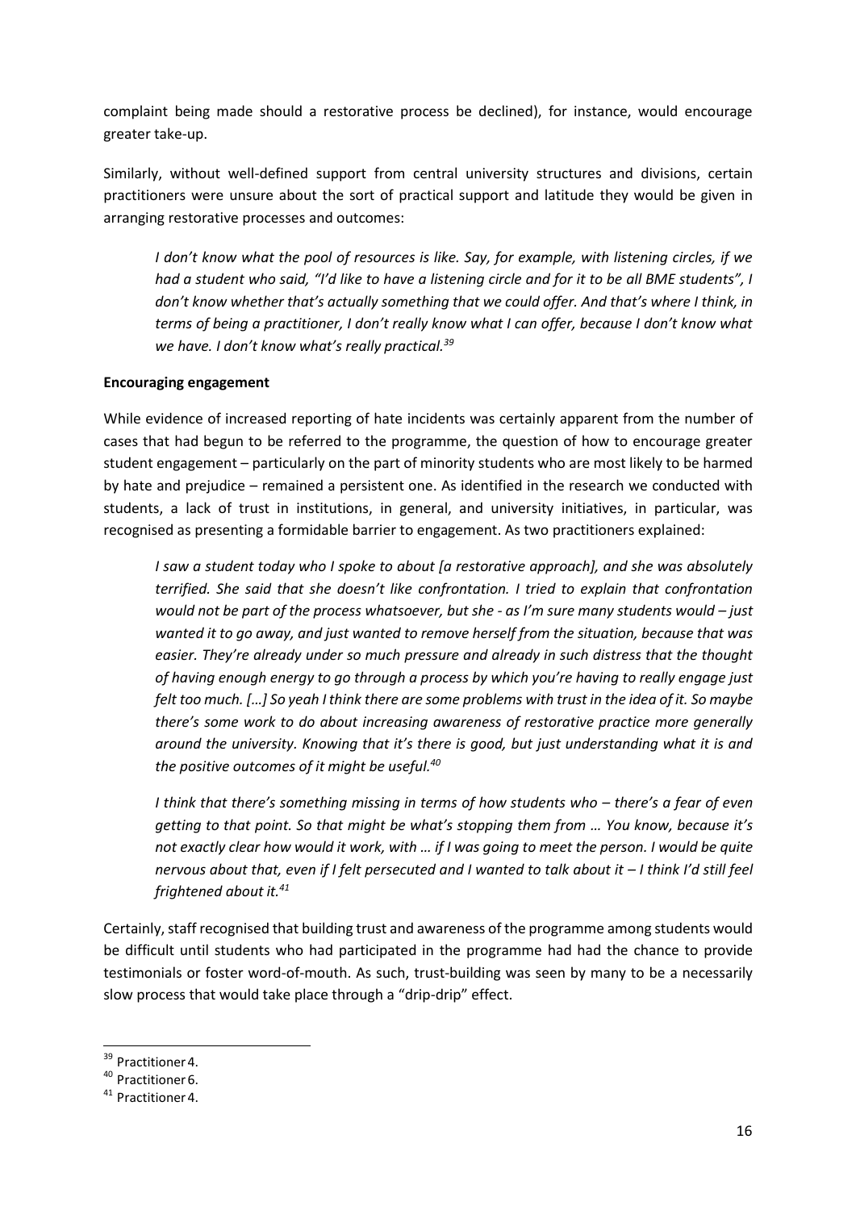complaint being made should a restorative process be declined), for instance, would encourage greater take-up.

Similarly, without well-defined support from central university structures and divisions, certain practitioners were unsure about the sort of practical support and latitude they would be given in arranging restorative processes and outcomes:

> *I don't know what the pool of resources is like. Say, for example, with listening circles, if we had a student who said, "I'd like to have a listening circle and for it to be all BME students", I don't know whether that's actually something that we could offer. And that's where I think, in terms of being a practitioner, I don't really know what I can offer, because I don't know what we have. I don't know what's really practical.*[39]

**Encouraging engagement**

While evidence of increased reporting of hate incidents was certainly apparent from the number of cases that had begun to be referred to the programme, the question of how to encourage greater student engagement – particularly on the part of minority students who are most likely to be harmed by hate and prejudice – remained a persistent one. As identified in the research we conducted with students, a lack of trust in institutions, in general, and university initiatives, in particular, was recognised as presenting a formidable barrier to engagement. As two practitioners explained:

> *I saw a student today who I spoke to about [a restorative approach], and she was absolutely terrified. She said that she doesn't like confrontation. I tried to explain that confrontation would not be part of the process whatsoever, but she - as I'm sure many students would – just wanted it to go away, and just wanted to remove herself from the situation, because that was easier. They're already under so much pressure and already in such distress that the thought of having enough energy to go through a process by which you're having to really engage just felt too much. […] So yeah I think there are some problems with trust in the idea of it. So maybe there's some work to do about increasing awareness of restorative practice more generally around the university. Knowing that it's there is good, but just understanding what it is and the positive outcomes of it might be useful.*[40]

> *I think that there's something missing in terms of how students who – there's a fear of even getting to that point. So that might be what's stopping them from … You know, because it's not exactly clear how would it work, with … if I was going to meet the person. I would be quite nervous about that, even if I felt persecuted and I wanted to talk about it – I think I'd still feel frightened about it.*[41]

Certainly, staff recognised that building trust and awareness of the programme among students would be difficult until students who had participated in the programme had had the chance to provide testimonials or foster word-of-mouth. As such, trust-building was seen by many to be a necessarily slow process that would take place through a "drip-drip" effect.

[39] Practitioner 4.

[40] Practitioner 6.

[41] Practitioner 4.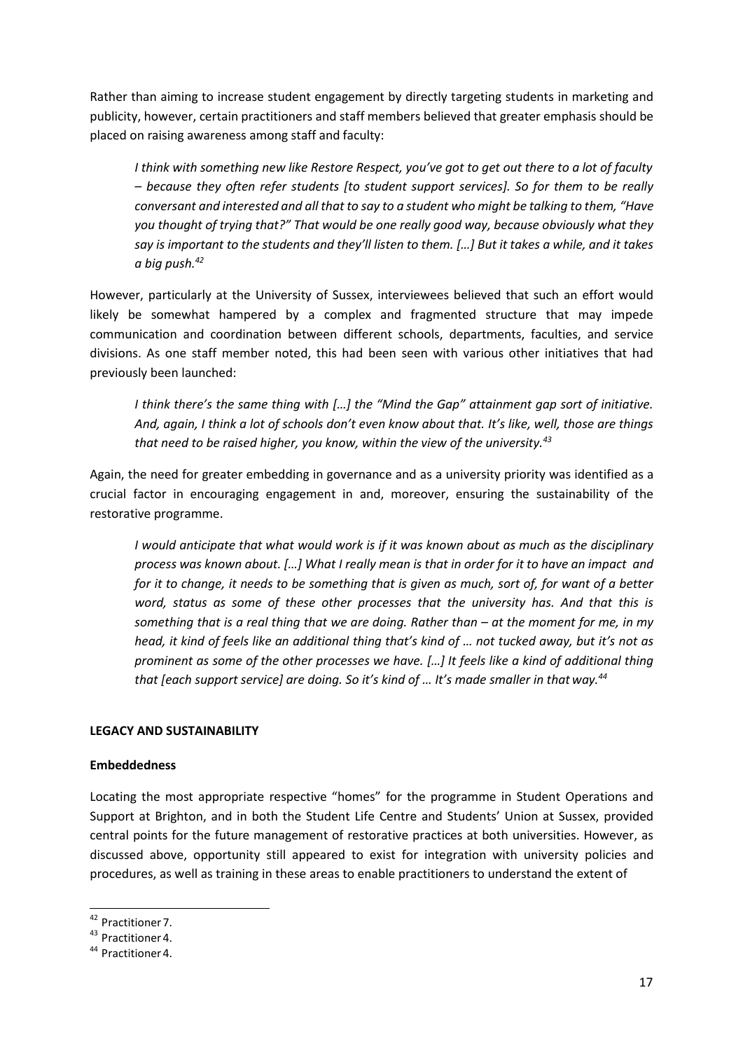Rather than aiming to increase student engagement by directly targeting students in marketing and publicity, however, certain practitioners and staff members believed that greater emphasis should be placed on raising awareness among staff and faculty:

> *I think with something new like Restore Respect, you've got to get out there to a lot of faculty – because they often refer students [to student support services]. So for them to be really conversant and interested and all that to say to a student who might be talking to them, "Have you thought of trying that?" That would be one really good way, because obviously what they say is important to the students and they'll listen to them. […] But it takes a while, and it takes a big push.*[42]

However, particularly at the University of Sussex, interviewees believed that such an effort would likely be somewhat hampered by a complex and fragmented structure that may impede communication and coordination between different schools, departments, faculties, and service divisions. As one staff member noted, this had been seen with various other initiatives that had previously been launched:

> *I think there's the same thing with […] the "Mind the Gap" attainment gap sort of initiative. And, again, I think a lot of schools don't even know about that. It's like, well, those are things that need to be raised higher, you know, within the view of the university.*[43]

Again, the need for greater embedding in governance and as a university priority was identified as a crucial factor in encouraging engagement in and, moreover, ensuring the sustainability of the restorative programme.

> *I would anticipate that what would work is if it was known about as much as the disciplinary process was known about. […] What I really mean is that in order for it to have an impact and for it to change, it needs to be something that is given as much, sort of, for want of a better word, status as some of these other processes that the university has. And that this is something that is a real thing that we are doing. Rather than – at the moment for me, in my head, it kind of feels like an additional thing that's kind of … not tucked away, but it's not as prominent as some of the other processes we have. […] It feels like a kind of additional thing that [each support service] are doing. So it's kind of … It's made smaller in that way.*[44]

## LEGACY AND SUSTAINABILITY

### Embeddedness

Locating the most appropriate respective "homes" for the programme in Student Operations and Support at Brighton, and in both the Student Life Centre and Students' Union at Sussex, provided central points for the future management of restorative practices at both universities. However, as discussed above, opportunity still appeared to exist for integration with university policies and procedures, as well as training in these areas to enable practitioners to understand the extent of

---

[42] Practitioner 7.

[43] Practitioner 4.

[44] Practitioner 4.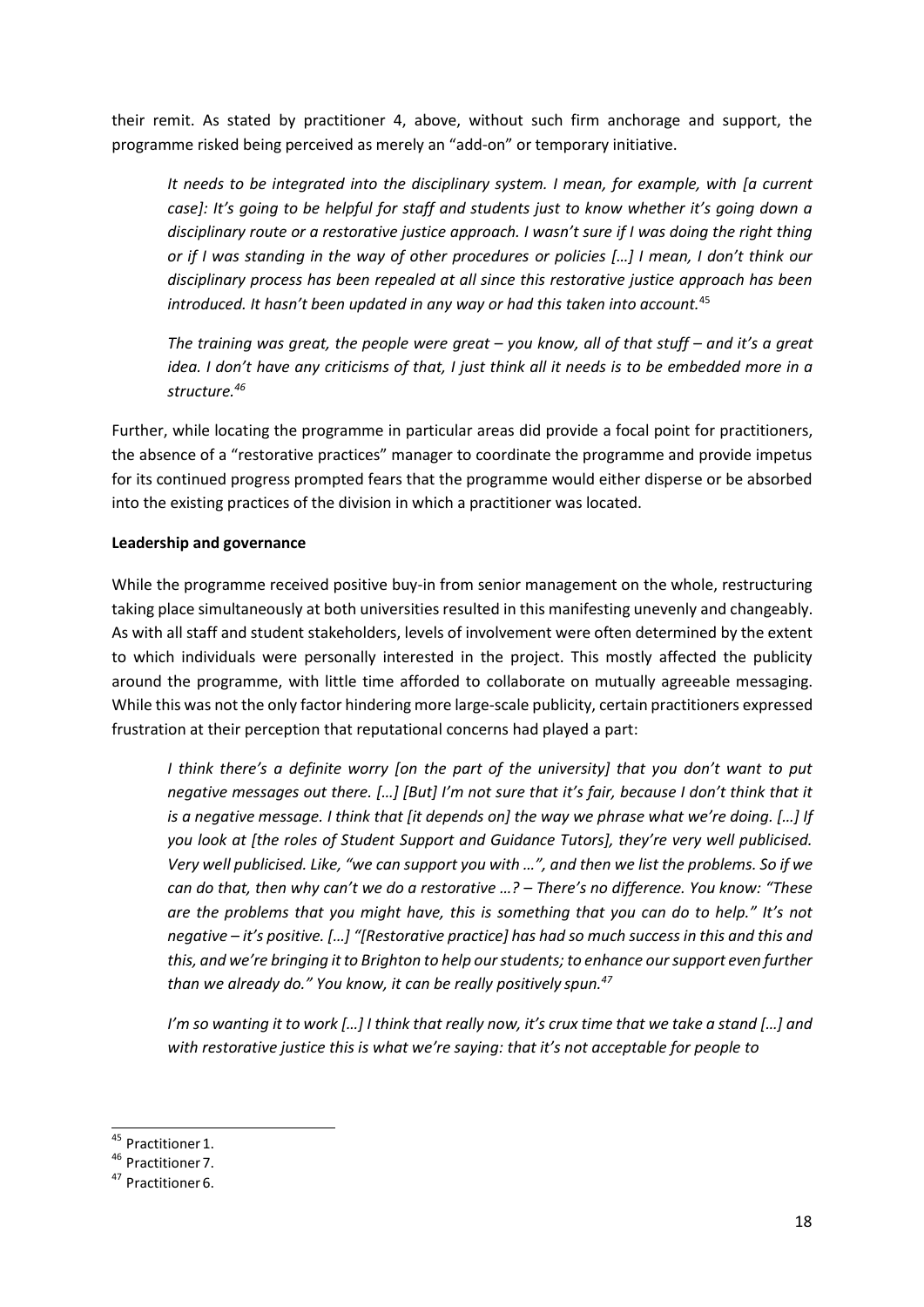their remit. As stated by practitioner 4, above, without such firm anchorage and support, the programme risked being perceived as merely an "add-on" or temporary initiative.

> *It needs to be integrated into the disciplinary system. I mean, for example, with [a current case]: It's going to be helpful for staff and students just to know whether it's going down a disciplinary route or a restorative justice approach. I wasn't sure if I was doing the right thing or if I was standing in the way of other procedures or policies […] I mean, I don't think our disciplinary process has been repealed at all since this restorative justice approach has been introduced. It hasn't been updated in any way or had this taken into account.*[45]

> *The training was great, the people were great – you know, all of that stuff – and it's a great idea. I don't have any criticisms of that, I just think all it needs is to be embedded more in a structure.*[46]

Further, while locating the programme in particular areas did provide a focal point for practitioners, the absence of a "restorative practices" manager to coordinate the programme and provide impetus for its continued progress prompted fears that the programme would either disperse or be absorbed into the existing practices of the division in which a practitioner was located.

**Leadership and governance**

While the programme received positive buy-in from senior management on the whole, restructuring taking place simultaneously at both universities resulted in this manifesting unevenly and changeably. As with all staff and student stakeholders, levels of involvement were often determined by the extent to which individuals were personally interested in the project. This mostly affected the publicity around the programme, with little time afforded to collaborate on mutually agreeable messaging. While this was not the only factor hindering more large-scale publicity, certain practitioners expressed frustration at their perception that reputational concerns had played a part:

> *I think there's a definite worry [on the part of the university] that you don't want to put negative messages out there. […] [But] I'm not sure that it's fair, because I don't think that it is a negative message. I think that [it depends on] the way we phrase what we're doing. […] If you look at [the roles of Student Support and Guidance Tutors], they're very well publicised. Very well publicised. Like, "we can support you with …", and then we list the problems. So if we can do that, then why can't we do a restorative …? – There's no difference. You know: "These are the problems that you might have, this is something that you can do to help." It's not negative – it's positive. […] "[Restorative practice] has had so much success in this and this and this, and we're bringing it to Brighton to help our students; to enhance our support even further than we already do." You know, it can be really positively spun.*[47]

> *I'm so wanting it to work […] I think that really now, it's crux time that we take a stand […] and with restorative justice this is what we're saying: that it's not acceptable for people to*

---

[45] Practitioner 1.

[46] Practitioner 7.

[47] Practitioner 6.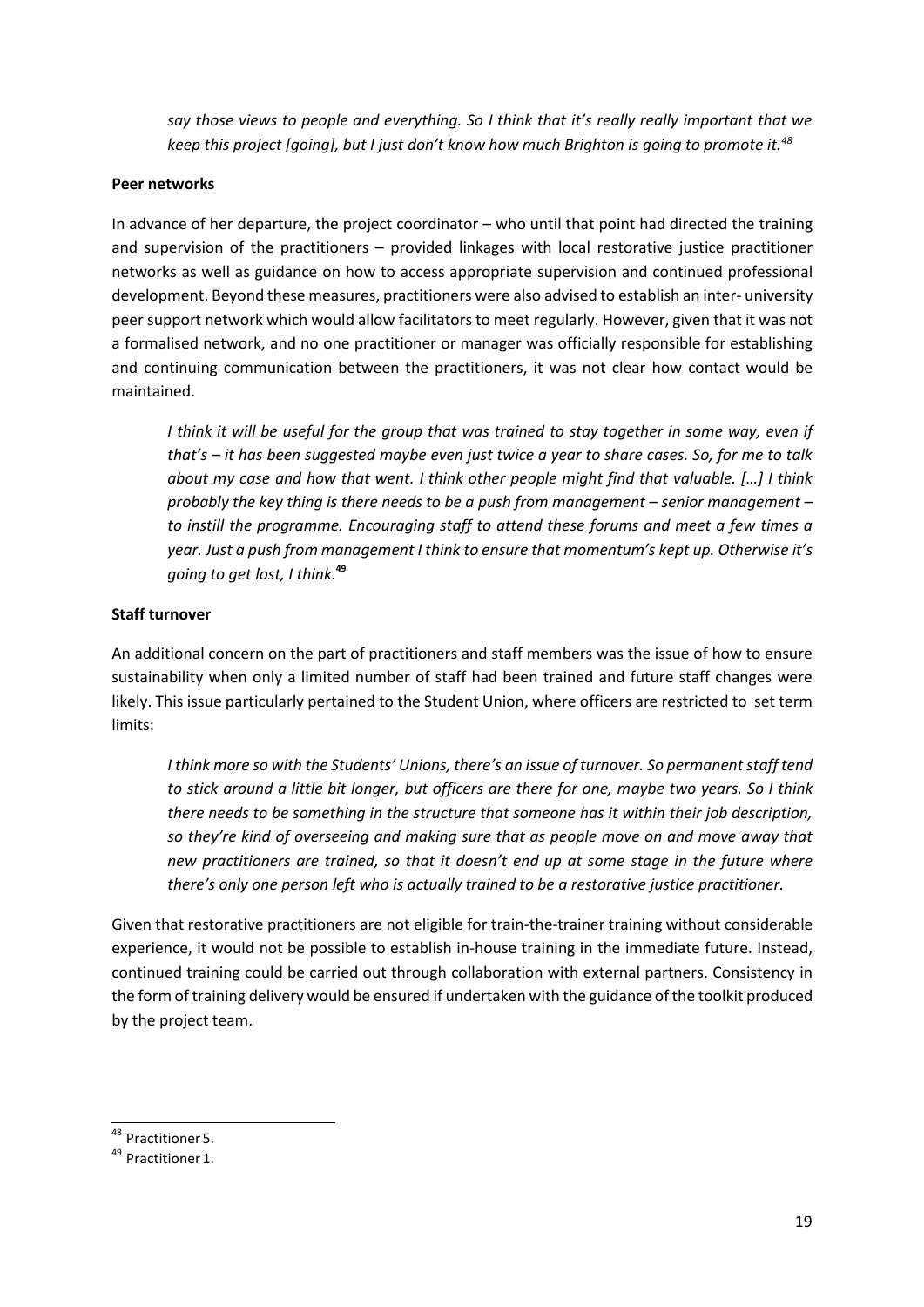*say those views to people and everything. So I think that it's really really important that we keep this project [going], but I just don't know how much Brighton is going to promote it.*[48]

**Peer networks**

In advance of her departure, the project coordinator – who until that point had directed the training and supervision of the practitioners – provided linkages with local restorative justice practitioner networks as well as guidance on how to access appropriate supervision and continued professional development. Beyond these measures, practitioners were also advised to establish an inter- university peer support network which would allow facilitators to meet regularly. However, given that it was not a formalised network, and no one practitioner or manager was officially responsible for establishing and continuing communication between the practitioners, it was not clear how contact would be maintained.

> *I think it will be useful for the group that was trained to stay together in some way, even if that's – it has been suggested maybe even just twice a year to share cases. So, for me to talk about my case and how that went. I think other people might find that valuable. […] I think probably the key thing is there needs to be a push from management – senior management – to instill the programme. Encouraging staff to attend these forums and meet a few times a year. Just a push from management I think to ensure that momentum's kept up. Otherwise it's going to get lost, I think.*[49]

**Staff turnover**

An additional concern on the part of practitioners and staff members was the issue of how to ensure sustainability when only a limited number of staff had been trained and future staff changes were likely. This issue particularly pertained to the Student Union, where officers are restricted to set term limits:

> *I think more so with the Students' Unions, there's an issue of turnover. So permanent staff tend to stick around a little bit longer, but officers are there for one, maybe two years. So I think there needs to be something in the structure that someone has it within their job description, so they're kind of overseeing and making sure that as people move on and move away that new practitioners are trained, so that it doesn't end up at some stage in the future where there's only one person left who is actually trained to be a restorative justice practitioner.*

Given that restorative practitioners are not eligible for train-the-trainer training without considerable experience, it would not be possible to establish in-house training in the immediate future. Instead, continued training could be carried out through collaboration with external partners. Consistency in the form of training delivery would be ensured if undertaken with the guidance of the toolkit produced by the project team.

---

[48] Practitioner 5.

[49] Practitioner 1.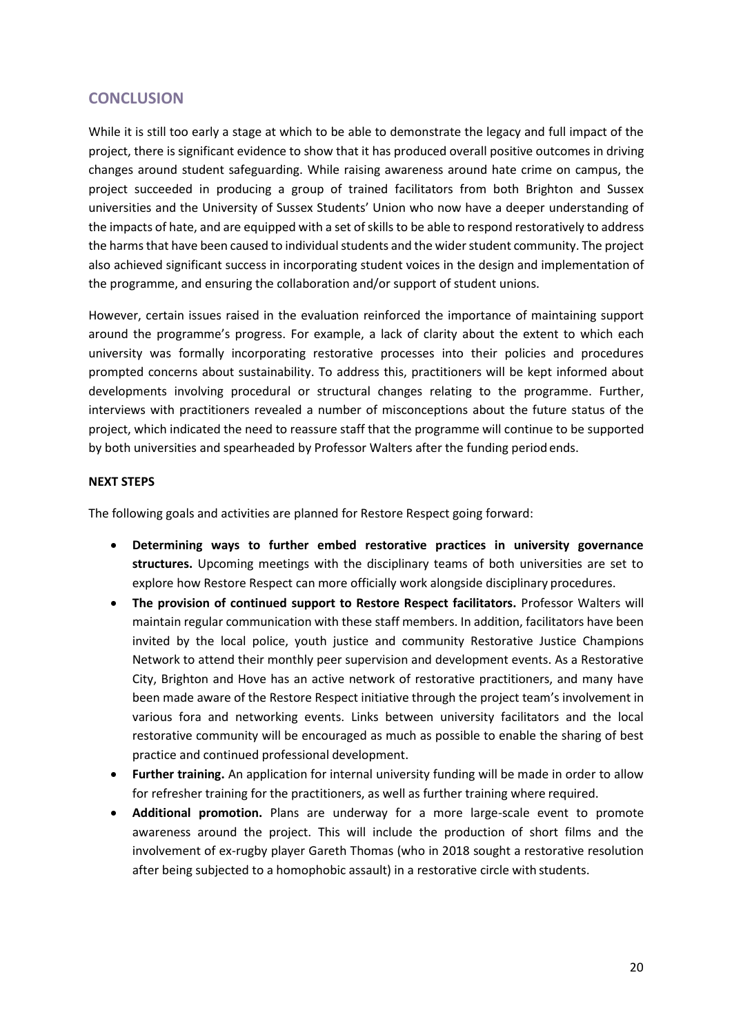## CONCLUSION

While it is still too early a stage at which to be able to demonstrate the legacy and full impact of the project, there is significant evidence to show that it has produced overall positive outcomes in driving changes around student safeguarding. While raising awareness around hate crime on campus, the project succeeded in producing a group of trained facilitators from both Brighton and Sussex universities and the University of Sussex Students' Union who now have a deeper understanding of the impacts of hate, and are equipped with a set of skills to be able to respond restoratively to address the harms that have been caused to individual students and the wider student community. The project also achieved significant success in incorporating student voices in the design and implementation of the programme, and ensuring the collaboration and/or support of student unions.

However, certain issues raised in the evaluation reinforced the importance of maintaining support around the programme's progress. For example, a lack of clarity about the extent to which each university was formally incorporating restorative processes into their policies and procedures prompted concerns about sustainability. To address this, practitioners will be kept informed about developments involving procedural or structural changes relating to the programme. Further, interviews with practitioners revealed a number of misconceptions about the future status of the project, which indicated the need to reassure staff that the programme will continue to be supported by both universities and spearheaded by Professor Walters after the funding period ends.

### NEXT STEPS

The following goals and activities are planned for Restore Respect going forward:

- **Determining ways to further embed restorative practices in university governance structures.** Upcoming meetings with the disciplinary teams of both universities are set to explore how Restore Respect can more officially work alongside disciplinary procedures.
- **The provision of continued support to Restore Respect facilitators.** Professor Walters will maintain regular communication with these staff members. In addition, facilitators have been invited by the local police, youth justice and community Restorative Justice Champions Network to attend their monthly peer supervision and development events. As a Restorative City, Brighton and Hove has an active network of restorative practitioners, and many have been made aware of the Restore Respect initiative through the project team's involvement in various fora and networking events. Links between university facilitators and the local restorative community will be encouraged as much as possible to enable the sharing of best practice and continued professional development.
- **Further training.** An application for internal university funding will be made in order to allow for refresher training for the practitioners, as well as further training where required.
- **Additional promotion.** Plans are underway for a more large-scale event to promote awareness around the project. This will include the production of short films and the involvement of ex-rugby player Gareth Thomas (who in 2018 sought a restorative resolution after being subjected to a homophobic assault) in a restorative circle with students.